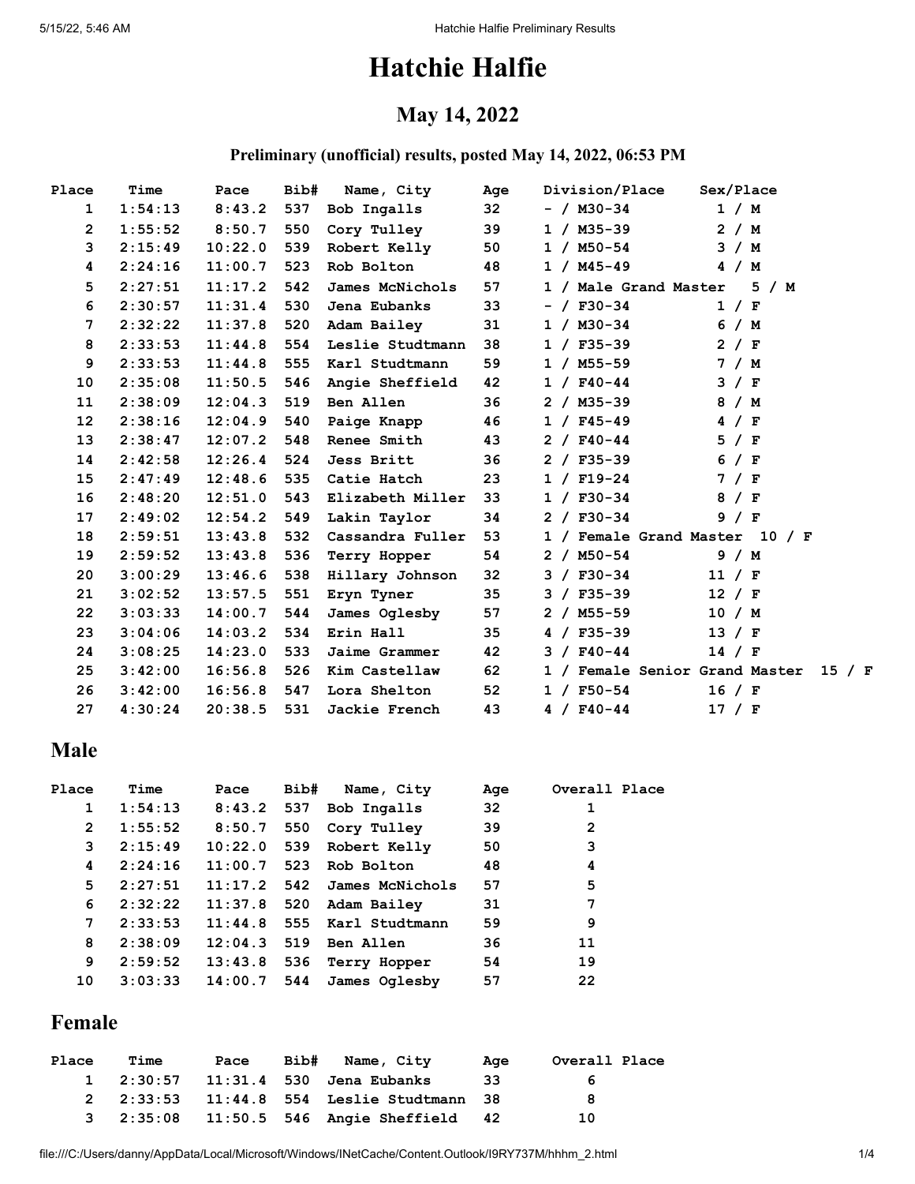# Hatchie Halfie

## May 14, 2022

### Preliminary (unofficial) results, posted May 14, 2022, 06:53 PM

| Place | Time | Pace | Bib# | Name, City | Age | Division/Place | Sex/Place |
|---|---|---|---|---|---|---|---|
| 1 | 1:54:13 | 8:43.2 | 537 | Bob Ingalls | 32 | - / M30-34 | 1 / M |
| 2 | 1:55:52 | 8:50.7 | 550 | Cory Tulley | 39 | 1 / M35-39 | 2 / M |
| 3 | 2:15:49 | 10:22.0 | 539 | Robert Kelly | 50 | 1 / M50-54 | 3 / M |
| 4 | 2:24:16 | 11:00.7 | 523 | Rob Bolton | 48 | 1 / M45-49 | 4 / M |
| 5 | 2:27:51 | 11:17.2 | 542 | James McNichols | 57 | 1 / Male Grand Master | 5 / M |
| 6 | 2:30:57 | 11:31.4 | 530 | Jena Eubanks | 33 | - / F30-34 | 1 / F |
| 7 | 2:32:22 | 11:37.8 | 520 | Adam Bailey | 31 | 1 / M30-34 | 6 / M |
| 8 | 2:33:53 | 11:44.8 | 554 | Leslie Studtmann | 38 | 1 / F35-39 | 2 / F |
| 9 | 2:33:53 | 11:44.8 | 555 | Karl Studtmann | 59 | 1 / M55-59 | 7 / M |
| 10 | 2:35:08 | 11:50.5 | 546 | Angie Sheffield | 42 | 1 / F40-44 | 3 / F |
| 11 | 2:38:09 | 12:04.3 | 519 | Ben Allen | 36 | 2 / M35-39 | 8 / M |
| 12 | 2:38:16 | 12:04.9 | 540 | Paige Knapp | 46 | 1 / F45-49 | 4 / F |
| 13 | 2:38:47 | 12:07.2 | 548 | Renee Smith | 43 | 2 / F40-44 | 5 / F |
| 14 | 2:42:58 | 12:26.4 | 524 | Jess Britt | 36 | 2 / F35-39 | 6 / F |
| 15 | 2:47:49 | 12:48.6 | 535 | Catie Hatch | 23 | 1 / F19-24 | 7 / F |
| 16 | 2:48:20 | 12:51.0 | 543 | Elizabeth Miller | 33 | 1 / F30-34 | 8 / F |
| 17 | 2:49:02 | 12:54.2 | 549 | Lakin Taylor | 34 | 2 / F30-34 | 9 / F |
| 18 | 2:59:51 | 13:43.8 | 532 | Cassandra Fuller | 53 | 1 / Female Grand Master | 10 / F |
| 19 | 2:59:52 | 13:43.8 | 536 | Terry Hopper | 54 | 2 / M50-54 | 9 / M |
| 20 | 3:00:29 | 13:46.6 | 538 | Hillary Johnson | 32 | 3 / F30-34 | 11 / F |
| 21 | 3:02:52 | 13:57.5 | 551 | Eryn Tyner | 35 | 3 / F35-39 | 12 / F |
| 22 | 3:03:33 | 14:00.7 | 544 | James Oglesby | 57 | 2 / M55-59 | 10 / M |
| 23 | 3:04:06 | 14:03.2 | 534 | Erin Hall | 35 | 4 / F35-39 | 13 / F |
| 24 | 3:08:25 | 14:23.0 | 533 | Jaime Grammer | 42 | 3 / F40-44 | 14 / F |
| 25 | 3:42:00 | 16:56.8 | 526 | Kim Castellaw | 62 | 1 / Female Senior Grand Master | 15 / F |
| 26 | 3:42:00 | 16:56.8 | 547 | Lora Shelton | 52 | 1 / F50-54 | 16 / F |
| 27 | 4:30:24 | 20:38.5 | 531 | Jackie French | 43 | 4 / F40-44 | 17 / F |

## Male

| Place | Time | Pace | Bib# | Name, City | Age | Overall Place |
|---|---|---|---|---|---|---|
| 1 | 1:54:13 | 8:43.2 | 537 | Bob Ingalls | 32 | 1 |
| 2 | 1:55:52 | 8:50.7 | 550 | Cory Tulley | 39 | 2 |
| 3 | 2:15:49 | 10:22.0 | 539 | Robert Kelly | 50 | 3 |
| 4 | 2:24:16 | 11:00.7 | 523 | Rob Bolton | 48 | 4 |
| 5 | 2:27:51 | 11:17.2 | 542 | James McNichols | 57 | 5 |
| 6 | 2:32:22 | 11:37.8 | 520 | Adam Bailey | 31 | 7 |
| 7 | 2:33:53 | 11:44.8 | 555 | Karl Studtmann | 59 | 9 |
| 8 | 2:38:09 | 12:04.3 | 519 | Ben Allen | 36 | 11 |
| 9 | 2:59:52 | 13:43.8 | 536 | Terry Hopper | 54 | 19 |
| 10 | 3:03:33 | 14:00.7 | 544 | James Oglesby | 57 | 22 |

## Female

| Place | Time | Pace | Bib# | Name, City | Age | Overall Place |
|---|---|---|---|---|---|---|
| 1 | 2:30:57 | 11:31.4 | 530 | Jena Eubanks | 33 | 6 |
| 2 | 2:33:53 | 11:44.8 | 554 | Leslie Studtmann | 38 | 8 |
| 3 | 2:35:08 | 11:50.5 | 546 | Angie Sheffield | 42 | 10 |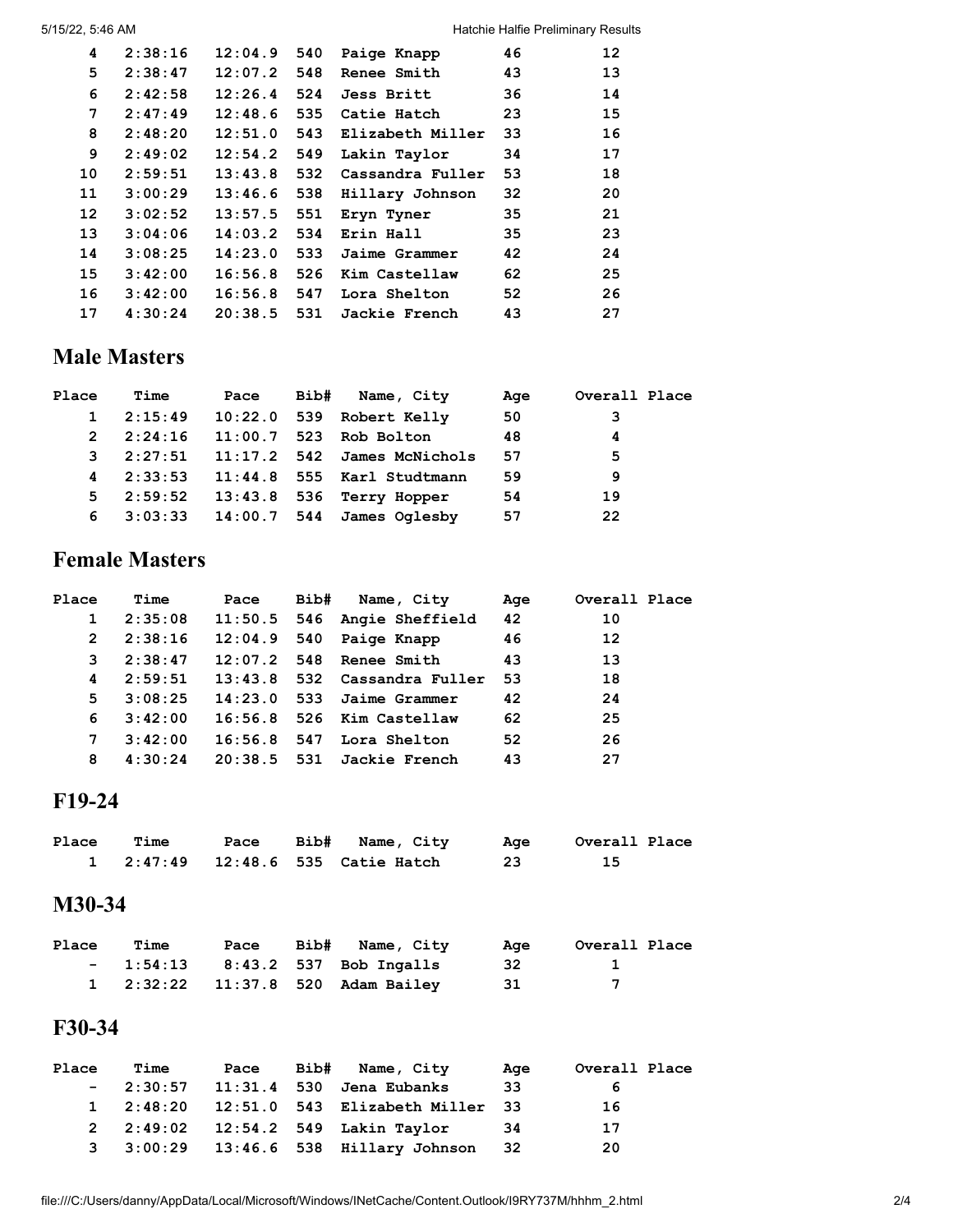| Place | Time | Pace | Bib# | Name, City | Age | Overall Place |
|---|---|---|---|---|---|---|
| 4 | 2:38:16 | 12:04.9 | 540 | Paige Knapp | 46 | 12 |
| 5 | 2:38:47 | 12:07.2 | 548 | Renee Smith | 43 | 13 |
| 6 | 2:42:58 | 12:26.4 | 524 | Jess Britt | 36 | 14 |
| 7 | 2:47:49 | 12:48.6 | 535 | Catie Hatch | 23 | 15 |
| 8 | 2:48:20 | 12:51.0 | 543 | Elizabeth Miller | 33 | 16 |
| 9 | 2:49:02 | 12:54.2 | 549 | Lakin Taylor | 34 | 17 |
| 10 | 2:59:51 | 13:43.8 | 532 | Cassandra Fuller | 53 | 18 |
| 11 | 3:00:29 | 13:46.6 | 538 | Hillary Johnson | 32 | 20 |
| 12 | 3:02:52 | 13:57.5 | 551 | Eryn Tyner | 35 | 21 |
| 13 | 3:04:06 | 14:03.2 | 534 | Erin Hall | 35 | 23 |
| 14 | 3:08:25 | 14:23.0 | 533 | Jaime Grammer | 42 | 24 |
| 15 | 3:42:00 | 16:56.8 | 526 | Kim Castellaw | 62 | 25 |
| 16 | 3:42:00 | 16:56.8 | 547 | Lora Shelton | 52 | 26 |
| 17 | 4:30:24 | 20:38.5 | 531 | Jackie French | 43 | 27 |

## Male Masters

| Place | Time | Pace | Bib# | Name, City | Age | Overall Place |
|---|---|---|---|---|---|---|
| 1 | 2:15:49 | 10:22.0 | 539 | Robert Kelly | 50 | 3 |
| 2 | 2:24:16 | 11:00.7 | 523 | Rob Bolton | 48 | 4 |
| 3 | 2:27:51 | 11:17.2 | 542 | James McNichols | 57 | 5 |
| 4 | 2:33:53 | 11:44.8 | 555 | Karl Studtmann | 59 | 9 |
| 5 | 2:59:52 | 13:43.8 | 536 | Terry Hopper | 54 | 19 |
| 6 | 3:03:33 | 14:00.7 | 544 | James Oglesby | 57 | 22 |

## Female Masters

| Place | Time | Pace | Bib# | Name, City | Age | Overall Place |
|---|---|---|---|---|---|---|
| 1 | 2:35:08 | 11:50.5 | 546 | Angie Sheffield | 42 | 10 |
| 2 | 2:38:16 | 12:04.9 | 540 | Paige Knapp | 46 | 12 |
| 3 | 2:38:47 | 12:07.2 | 548 | Renee Smith | 43 | 13 |
| 4 | 2:59:51 | 13:43.8 | 532 | Cassandra Fuller | 53 | 18 |
| 5 | 3:08:25 | 14:23.0 | 533 | Jaime Grammer | 42 | 24 |
| 6 | 3:42:00 | 16:56.8 | 526 | Kim Castellaw | 62 | 25 |
| 7 | 3:42:00 | 16:56.8 | 547 | Lora Shelton | 52 | 26 |
| 8 | 4:30:24 | 20:38.5 | 531 | Jackie French | 43 | 27 |

## F19-24

| Place | Time | Pace | Bib# | Name, City | Age | Overall Place |
|---|---|---|---|---|---|---|
| 1 | 2:47:49 | 12:48.6 | 535 | Catie Hatch | 23 | 15 |

## M30-34

| Place | Time | Pace | Bib# | Name, City | Age | Overall Place |
|---|---|---|---|---|---|---|
| - | 1:54:13 | 8:43.2 | 537 | Bob Ingalls | 32 | 1 |
| 1 | 2:32:22 | 11:37.8 | 520 | Adam Bailey | 31 | 7 |

## F30-34

| Place | Time | Pace | Bib# | Name, City | Age | Overall Place |
|---|---|---|---|---|---|---|
| - | 2:30:57 | 11:31.4 | 530 | Jena Eubanks | 33 | 6 |
| 1 | 2:48:20 | 12:51.0 | 543 | Elizabeth Miller | 33 | 16 |
| 2 | 2:49:02 | 12:54.2 | 549 | Lakin Taylor | 34 | 17 |
| 3 | 3:00:29 | 13:46.6 | 538 | Hillary Johnson | 32 | 20 |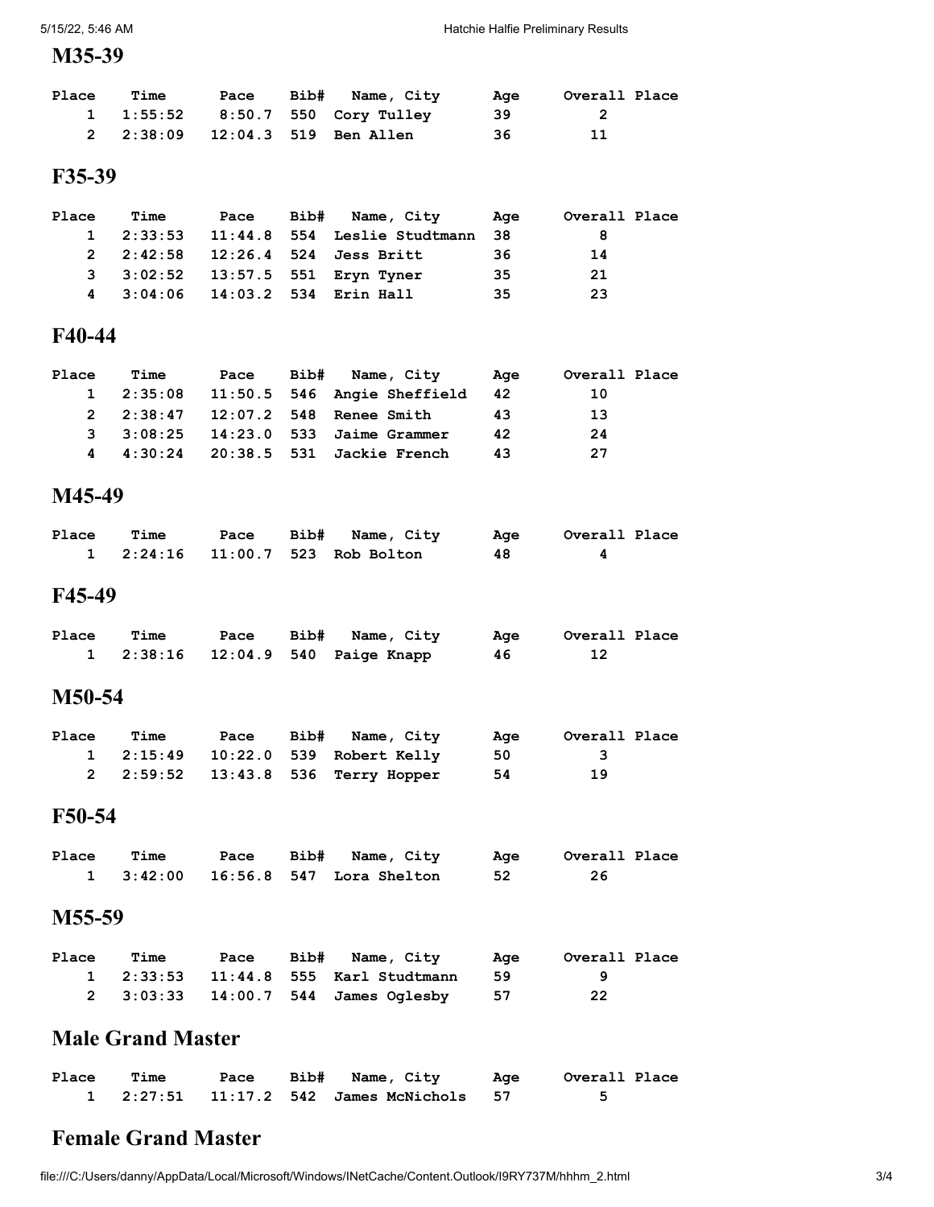## M35-39

| Place | Time | Pace | Bib# | Name, City | Age | Overall Place |
|---|---|---|---|---|---|---|
| 1 | 1:55:52 | 8:50.7 | 550 | Cory Tulley | 39 | 2 |
| 2 | 2:38:09 | 12:04.3 | 519 | Ben Allen | 36 | 11 |

## F35-39

| Place | Time | Pace | Bib# | Name, City | Age | Overall Place |
|---|---|---|---|---|---|---|
| 1 | 2:33:53 | 11:44.8 | 554 | Leslie Studtmann | 38 | 8 |
| 2 | 2:42:58 | 12:26.4 | 524 | Jess Britt | 36 | 14 |
| 3 | 3:02:52 | 13:57.5 | 551 | Eryn Tyner | 35 | 21 |
| 4 | 3:04:06 | 14:03.2 | 534 | Erin Hall | 35 | 23 |

## F40-44

| Place | Time | Pace | Bib# | Name, City | Age | Overall Place |
|---|---|---|---|---|---|---|
| 1 | 2:35:08 | 11:50.5 | 546 | Angie Sheffield | 42 | 10 |
| 2 | 2:38:47 | 12:07.2 | 548 | Renee Smith | 43 | 13 |
| 3 | 3:08:25 | 14:23.0 | 533 | Jaime Grammer | 42 | 24 |
| 4 | 4:30:24 | 20:38.5 | 531 | Jackie French | 43 | 27 |

## M45-49

| Place | Time | Pace | Bib# | Name, City | Age | Overall Place |
|---|---|---|---|---|---|---|
| 1 | 2:24:16 | 11:00.7 | 523 | Rob Bolton | 48 | 4 |

## F45-49

| Place | Time | Pace | Bib# | Name, City | Age | Overall Place |
|---|---|---|---|---|---|---|
| 1 | 2:38:16 | 12:04.9 | 540 | Paige Knapp | 46 | 12 |

## M50-54

| Place | Time | Pace | Bib# | Name, City | Age | Overall Place |
|---|---|---|---|---|---|---|
| 1 | 2:15:49 | 10:22.0 | 539 | Robert Kelly | 50 | 3 |
| 2 | 2:59:52 | 13:43.8 | 536 | Terry Hopper | 54 | 19 |

## F50-54

| Place | Time | Pace | Bib# | Name, City | Age | Overall Place |
|---|---|---|---|---|---|---|
| 1 | 3:42:00 | 16:56.8 | 547 | Lora Shelton | 52 | 26 |

## M55-59

| Place | Time | Pace | Bib# | Name, City | Age | Overall Place |
|---|---|---|---|---|---|---|
| 1 | 2:33:53 | 11:44.8 | 555 | Karl Studtmann | 59 | 9 |
| 2 | 3:03:33 | 14:00.7 | 544 | James Oglesby | 57 | 22 |

## Male Grand Master

| Place | Time | Pace | Bib# | Name, City | Age | Overall Place |
|---|---|---|---|---|---|---|
| 1 | 2:27:51 | 11:17.2 | 542 | James McNichols | 57 | 5 |

## Female Grand Master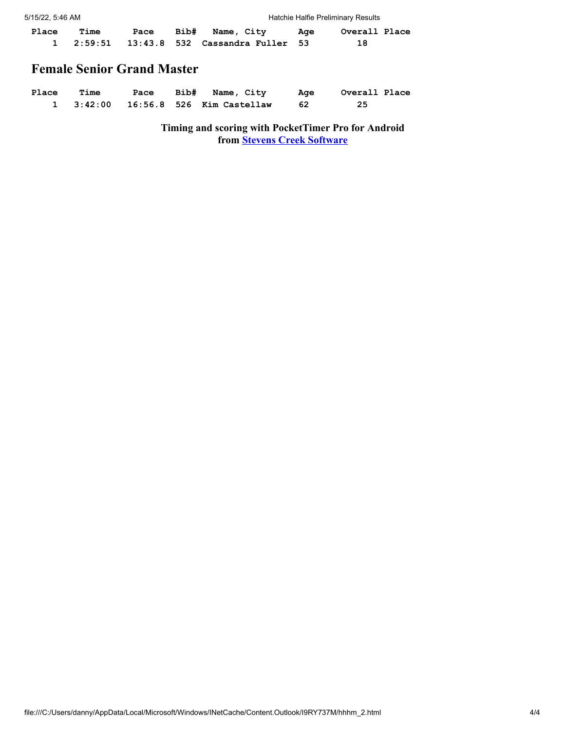| Place | Time | Pace | Bib# | Name, City | Age | Overall Place |
|---|---|---|---|---|---|---|
| 1 | 2:59:51 | 13:43.8 | 532 | Cassandra Fuller | 53 | 18 |

## Female Senior Grand Master

| Place | Time | Pace | Bib# | Name, City | Age | Overall Place |
|---|---|---|---|---|---|---|
| 1 | 3:42:00 | 16:56.8 | 526 | Kim Castellaw | 62 | 25 |

**Timing and scoring with PocketTimer Pro for Android from Stevens Creek Software**